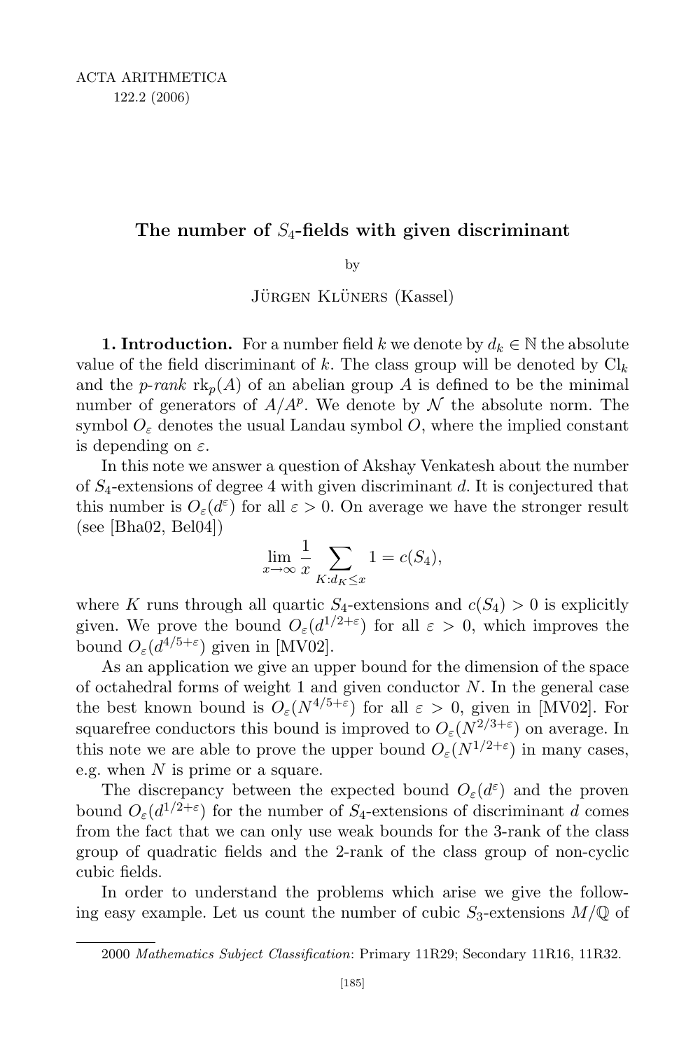# The number of $S_4$-fields with given discriminant

by

Jürgen Klüners (Kassel)

**1. Introduction.** For a number field $k$ we denote by $d_k \in \mathbb{N}$ the absolute value of the field discriminant of $k$. The class group will be denoted by $\mathrm{Cl}_k$ and the *p-rank* $\mathrm{rk}_p(A)$ of an abelian group $A$ is defined to be the minimal number of generators of $A/A^p$. We denote by $\mathcal{N}$ the absolute norm. The symbol $O_\varepsilon$ denotes the usual Landau symbol $O$, where the implied constant is depending on $\varepsilon$.

In this note we answer a question of Akshay Venkatesh about the number of $S_4$-extensions of degree 4 with given discriminant $d$. It is conjectured that this number is $O_\varepsilon(d^\varepsilon)$ for all $\varepsilon > 0$. On average we have the stronger result (see [Bha02, Bel04])

$$\lim_{x\to\infty} \frac{1}{x} \sum_{K: d_K \le x} 1 = c(S_4),$$

where $K$ runs through all quartic $S_4$-extensions and $c(S_4) > 0$ is explicitly given. We prove the bound $O_\varepsilon(d^{1/2+\varepsilon})$ for all $\varepsilon > 0$, which improves the bound $O_\varepsilon(d^{4/5+\varepsilon})$ given in [MV02].

As an application we give an upper bound for the dimension of the space of octahedral forms of weight 1 and given conductor $N$. In the general case the best known bound is $O_\varepsilon(N^{4/5+\varepsilon})$ for all $\varepsilon > 0$, given in [MV02]. For squarefree conductors this bound is improved to $O_\varepsilon(N^{2/3+\varepsilon})$ on average. In this note we are able to prove the upper bound $O_\varepsilon(N^{1/2+\varepsilon})$ in many cases, e.g. when $N$ is prime or a square.

The discrepancy between the expected bound $O_\varepsilon(d^\varepsilon)$ and the proven bound $O_\varepsilon(d^{1/2+\varepsilon})$ for the number of $S_4$-extensions of discriminant $d$ comes from the fact that we can only use weak bounds for the 3-rank of the class group of quadratic fields and the 2-rank of the class group of non-cyclic cubic fields.

In order to understand the problems which arise we give the following easy example. Let us count the number of cubic $S_3$-extensions $M/\mathbb{Q}$ of

---

2000 *Mathematics Subject Classification*: Primary 11R29; Secondary 11R16, 11R32.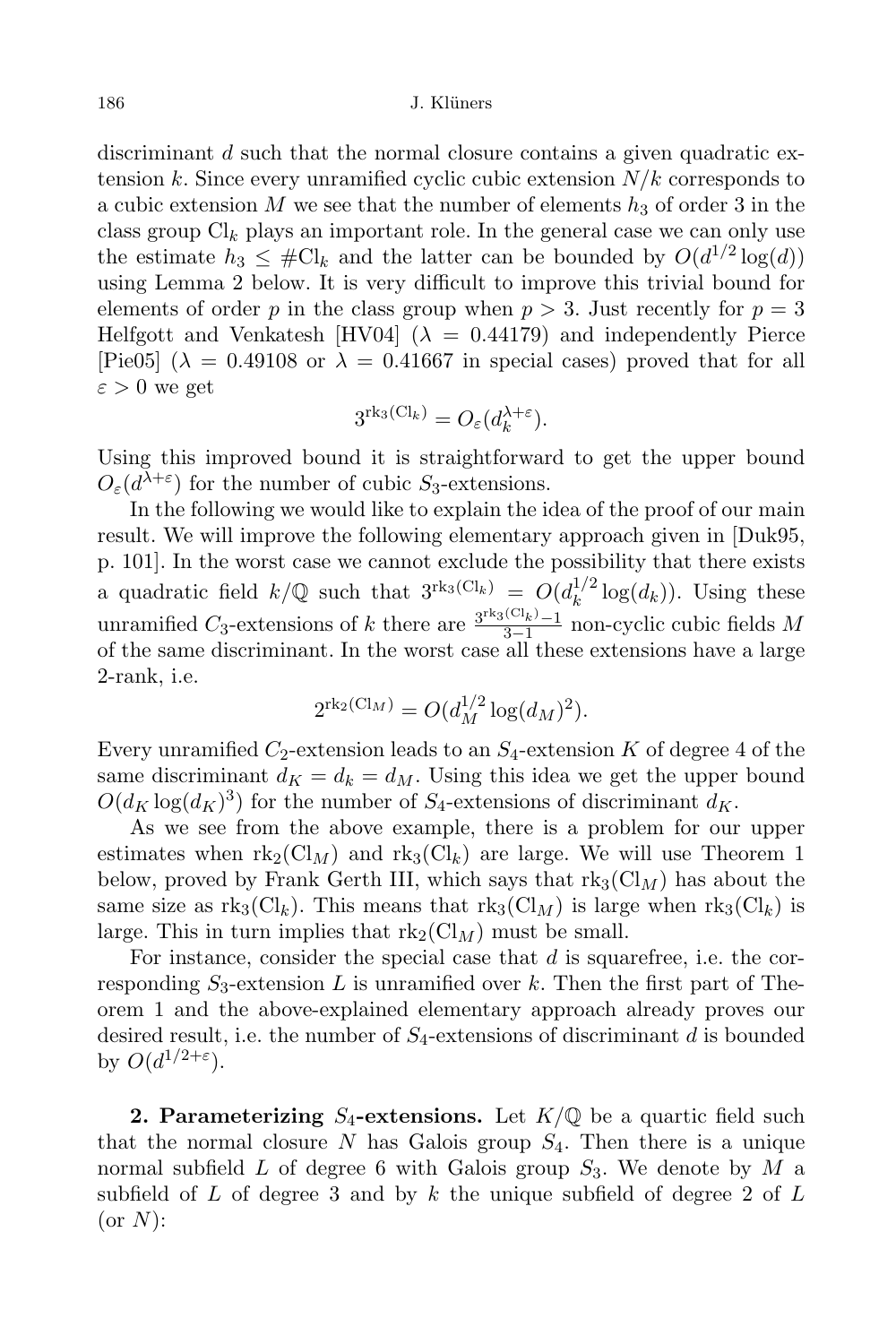discriminant $d$ such that the normal closure contains a given quadratic extension $k$. Since every unramified cyclic cubic extension $N/k$ corresponds to a cubic extension $M$ we see that the number of elements $h_3$ of order 3 in the class group $\mathrm{Cl}_k$ plays an important role. In the general case we can only use the estimate $h_3 \leq \#\mathrm{Cl}_k$ and the latter can be bounded by $O(d^{1/2}\log(d))$ using Lemma 2 below. It is very difficult to improve this trivial bound for elements of order $p$ in the class group when $p > 3$. Just recently for $p = 3$ Helfgott and Venkatesh [HV04] ($\lambda = 0.44179$) and independently Pierce [Pie05] ($\lambda = 0.49108$ or $\lambda = 0.41667$ in special cases) proved that for all $\varepsilon > 0$ we get

$$3^{\mathrm{rk}_3(\mathrm{Cl}_k)} = O_\varepsilon(d_k^{\lambda+\varepsilon}).$$

Using this improved bound it is straightforward to get the upper bound $O_\varepsilon(d^{\lambda+\varepsilon})$ for the number of cubic $S_3$-extensions.

In the following we would like to explain the idea of the proof of our main result. We will improve the following elementary approach given in [Duk95, p. 101]. In the worst case we cannot exclude the possibility that there exists a quadratic field $k/\mathbb{Q}$ such that $3^{\mathrm{rk}_3(\mathrm{Cl}_k)} = O(d_k^{1/2}\log(d_k))$. Using these unramified $C_3$-extensions of $k$ there are $\frac{3^{\mathrm{rk}_3(\mathrm{Cl}_k)}-1}{3-1}$ non-cyclic cubic fields $M$ of the same discriminant. In the worst case all these extensions have a large 2-rank, i.e.

$$2^{\mathrm{rk}_2(\mathrm{Cl}_M)} = O(d_M^{1/2}\log(d_M)^2).$$

Every unramified $C_2$-extension leads to an $S_4$-extension $K$ of degree 4 of the same discriminant $d_K = d_k = d_M$. Using this idea we get the upper bound $O(d_K \log(d_K)^3)$ for the number of $S_4$-extensions of discriminant $d_K$.

As we see from the above example, there is a problem for our upper estimates when $\mathrm{rk}_2(\mathrm{Cl}_M)$ and $\mathrm{rk}_3(\mathrm{Cl}_k)$ are large. We will use Theorem 1 below, proved by Frank Gerth III, which says that $\mathrm{rk}_3(\mathrm{Cl}_M)$ has about the same size as $\mathrm{rk}_3(\mathrm{Cl}_k)$. This means that $\mathrm{rk}_3(\mathrm{Cl}_M)$ is large when $\mathrm{rk}_3(\mathrm{Cl}_k)$ is large. This in turn implies that $\mathrm{rk}_2(\mathrm{Cl}_M)$ must be small.

For instance, consider the special case that $d$ is squarefree, i.e. the corresponding $S_3$-extension $L$ is unramified over $k$. Then the first part of Theorem 1 and the above-explained elementary approach already proves our desired result, i.e. the number of $S_4$-extensions of discriminant $d$ is bounded by $O(d^{1/2+\varepsilon})$.

**2. Parameterizing $S_4$-extensions.** Let $K/\mathbb{Q}$ be a quartic field such that the normal closure $N$ has Galois group $S_4$. Then there is a unique normal subfield $L$ of degree 6 with Galois group $S_3$. We denote by $M$ a subfield of $L$ of degree 3 and by $k$ the unique subfield of degree 2 of $L$ (or $N$):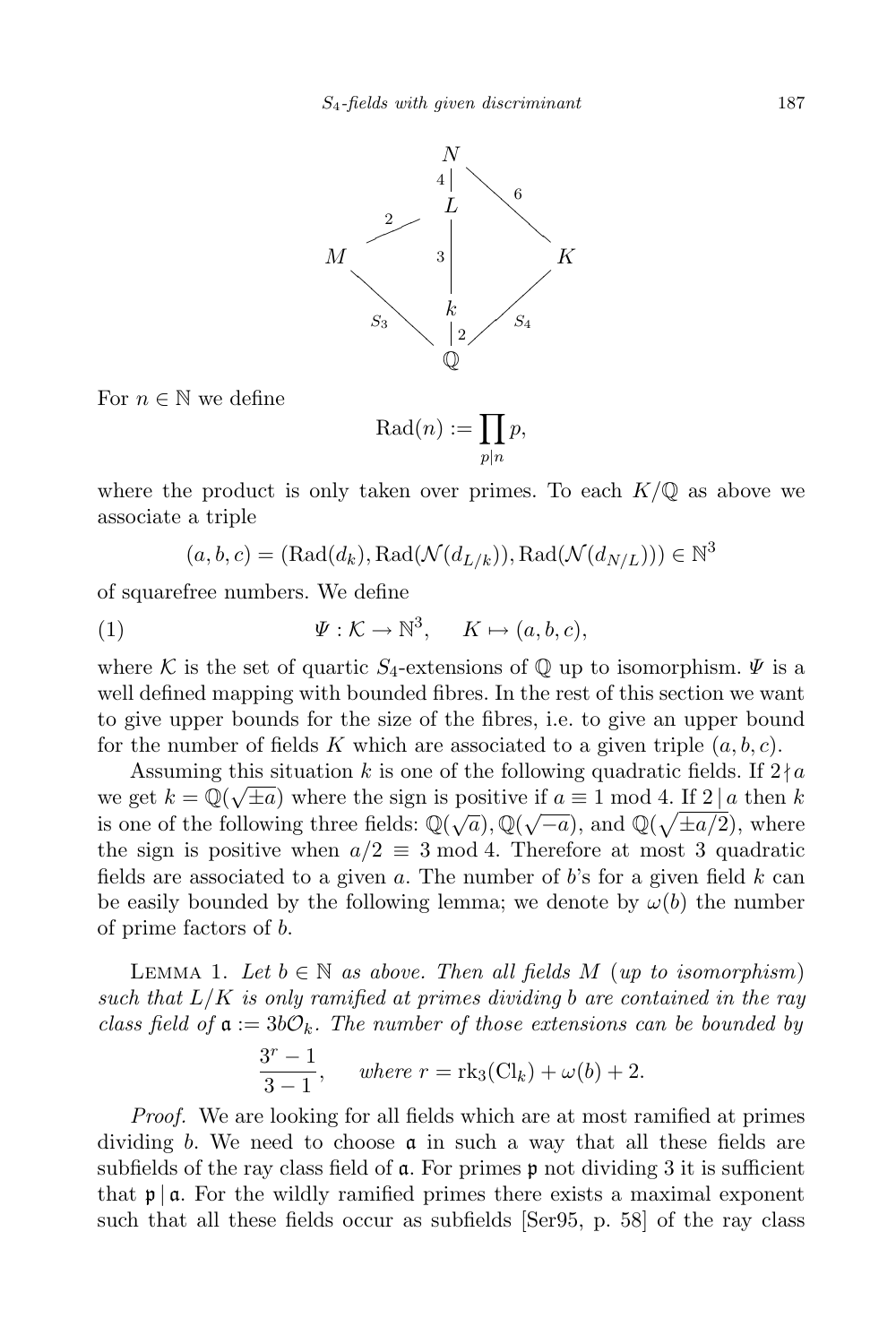$$
\begin{array}{ccccc}
 & & N & & \\
 & & {\scriptstyle 4}\,| & \diagdown\,{\scriptstyle 6} & \\
 & {\scriptstyle 2} & L & & \\
M & & {\scriptstyle 3}\,| & & K \\
 & {\scriptstyle S_3}\,\diagdown & k & \diagup\,{\scriptstyle S_4} & \\
 & & |\,{\scriptstyle 2} & & \\
 & & \mathbb{Q} & &
\end{array}
$$

For $n \in \mathbb{N}$ we define

$$
\mathrm{Rad}(n) := \prod_{p|n} p,
$$

where the product is only taken over primes. To each $K/\mathbb{Q}$ as above we associate a triple

$$
(a, b, c) = (\mathrm{Rad}(d_k), \mathrm{Rad}(\mathcal{N}(d_{L/k})), \mathrm{Rad}(\mathcal{N}(d_{N/L}))) \in \mathbb{N}^3
$$

of squarefree numbers. We define

$$
\Psi : \mathcal{K} \to \mathbb{N}^3, \quad K \mapsto (a, b, c), \tag{1}
$$

where $\mathcal{K}$ is the set of quartic $S_4$-extensions of $\mathbb{Q}$ up to isomorphism. $\Psi$ is a well defined mapping with bounded fibres. In the rest of this section we want to give upper bounds for the size of the fibres, i.e. to give an upper bound for the number of fields $K$ which are associated to a given triple $(a, b, c)$.

Assuming this situation $k$ is one of the following quadratic fields. If $2 \nmid a$ we get $k = \mathbb{Q}(\sqrt{\pm a})$ where the sign is positive if $a \equiv 1 \bmod 4$. If $2 \mid a$ then $k$ is one of the following three fields: $\mathbb{Q}(\sqrt{a})$, $\mathbb{Q}(\sqrt{-a})$, and $\mathbb{Q}(\sqrt{\pm a/2})$, where the sign is positive when $a/2 \equiv 3 \bmod 4$. Therefore at most 3 quadratic fields are associated to a given $a$. The number of $b$'s for a given field $k$ can be easily bounded by the following lemma; we denote by $\omega(b)$ the number of prime factors of $b$.

Lemma 1. *Let $b \in \mathbb{N}$ as above. Then all fields $M$ (up to isomorphism) such that $L/K$ is only ramified at primes dividing $b$ are contained in the ray class field of $\mathfrak{a} := 3b\mathcal{O}_k$. The number of those extensions can be bounded by*

$$
\frac{3^r - 1}{3 - 1}, \quad \text{where } r = \mathrm{rk}_3(\mathrm{Cl}_k) + \omega(b) + 2.
$$

*Proof.* We are looking for all fields which are at most ramified at primes dividing $b$. We need to choose $\mathfrak{a}$ in such a way that all these fields are subfields of the ray class field of $\mathfrak{a}$. For primes $\mathfrak{p}$ not dividing 3 it is sufficient that $\mathfrak{p} \mid \mathfrak{a}$. For the wildly ramified primes there exists a maximal exponent such that all these fields occur as subfields [Ser95, p. 58] of the ray class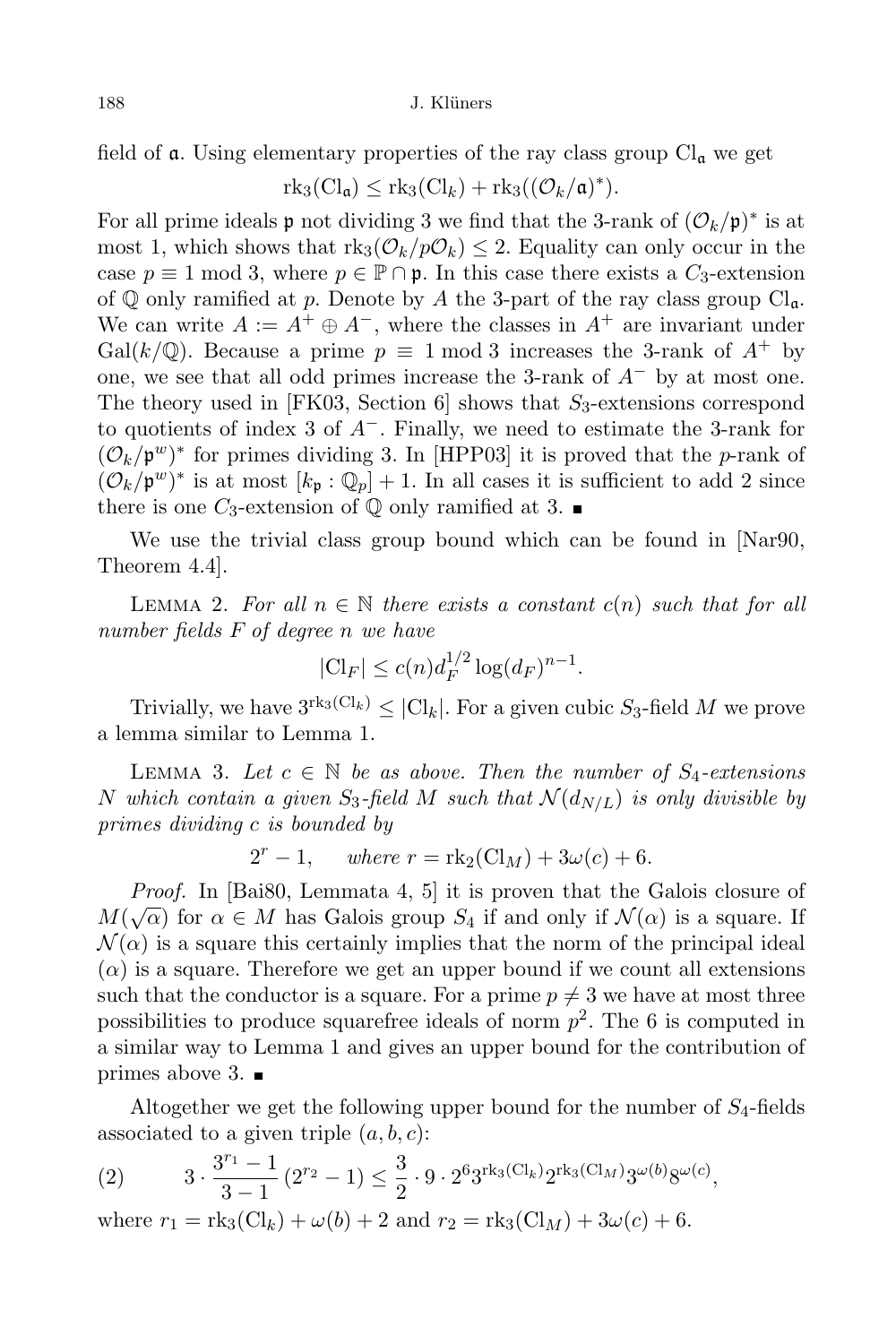field of $\mathfrak{a}$. Using elementary properties of the ray class group $\mathrm{Cl}_{\mathfrak{a}}$ we get

$$\mathrm{rk}_3(\mathrm{Cl}_{\mathfrak{a}}) \leq \mathrm{rk}_3(\mathrm{Cl}_k) + \mathrm{rk}_3((\mathcal{O}_k/\mathfrak{a})^*).$$

For all prime ideals $\mathfrak{p}$ not dividing 3 we find that the 3-rank of $(\mathcal{O}_k/\mathfrak{p})^*$ is at most 1, which shows that $\mathrm{rk}_3(\mathcal{O}_k/p\mathcal{O}_k) \leq 2$. Equality can only occur in the case $p \equiv 1 \bmod 3$, where $p \in \mathbb{P} \cap \mathfrak{p}$. In this case there exists a $C_3$-extension of $\mathbb{Q}$ only ramified at $p$. Denote by $A$ the 3-part of the ray class group $\mathrm{Cl}_{\mathfrak{a}}$. We can write $A := A^+ \oplus A^-$, where the classes in $A^+$ are invariant under $\mathrm{Gal}(k/\mathbb{Q})$. Because a prime $p \equiv 1 \bmod 3$ increases the 3-rank of $A^+$ by one, we see that all odd primes increase the 3-rank of $A^-$ by at most one. The theory used in [FK03, Section 6] shows that $S_3$-extensions correspond to quotients of index 3 of $A^-$. Finally, we need to estimate the 3-rank for $(\mathcal{O}_k/\mathfrak{p}^w)^*$ for primes dividing 3. In [HPP03] it is proved that the $p$-rank of $(\mathcal{O}_k/\mathfrak{p}^w)^*$ is at most $[k_{\mathfrak{p}} : \mathbb{Q}_p] + 1$. In all cases it is sufficient to add 2 since there is one $C_3$-extension of $\mathbb{Q}$ only ramified at 3. ∎

We use the trivial class group bound which can be found in [Nar90, Theorem 4.4].

Lemma 2. *For all $n \in \mathbb{N}$ there exists a constant $c(n)$ such that for all number fields $F$ of degree $n$ we have*

$$|\mathrm{Cl}_F| \leq c(n) d_F^{1/2} \log(d_F)^{n-1}.$$

Trivially, we have $3^{\mathrm{rk}_3(\mathrm{Cl}_k)} \leq |\mathrm{Cl}_k|$. For a given cubic $S_3$-field $M$ we prove a lemma similar to Lemma 1.

Lemma 3. *Let $c \in \mathbb{N}$ be as above. Then the number of $S_4$-extensions $N$ which contain a given $S_3$-field $M$ such that $\mathcal{N}(d_{N/L})$ is only divisible by primes dividing $c$ is bounded by*

$$2^r - 1, \qquad \textit{where } r = \mathrm{rk}_2(\mathrm{Cl}_M) + 3\omega(c) + 6.$$

*Proof.* In [Bai80, Lemmata 4, 5] it is proven that the Galois closure of $M(\sqrt{\alpha})$ for $\alpha \in M$ has Galois group $S_4$ if and only if $\mathcal{N}(\alpha)$ is a square. If $\mathcal{N}(\alpha)$ is a square this certainly implies that the norm of the principal ideal $(\alpha)$ is a square. Therefore we get an upper bound if we count all extensions such that the conductor is a square. For a prime $p \neq 3$ we have at most three possibilities to produce squarefree ideals of norm $p^2$. The 6 is computed in a similar way to Lemma 1 and gives an upper bound for the contribution of primes above 3. ∎

Altogether we get the following upper bound for the number of $S_4$-fields associated to a given triple $(a, b, c)$:

$$(2) \qquad 3 \cdot \frac{3^{r_1} - 1}{3 - 1} (2^{r_2} - 1) \leq \frac{3}{2} \cdot 9 \cdot 2^6 3^{\mathrm{rk}_3(\mathrm{Cl}_k)} 2^{\mathrm{rk}_3(\mathrm{Cl}_M)} 3^{\omega(b)} 8^{\omega(c)},$$

where $r_1 = \mathrm{rk}_3(\mathrm{Cl}_k) + \omega(b) + 2$ and $r_2 = \mathrm{rk}_3(\mathrm{Cl}_M) + 3\omega(c) + 6$.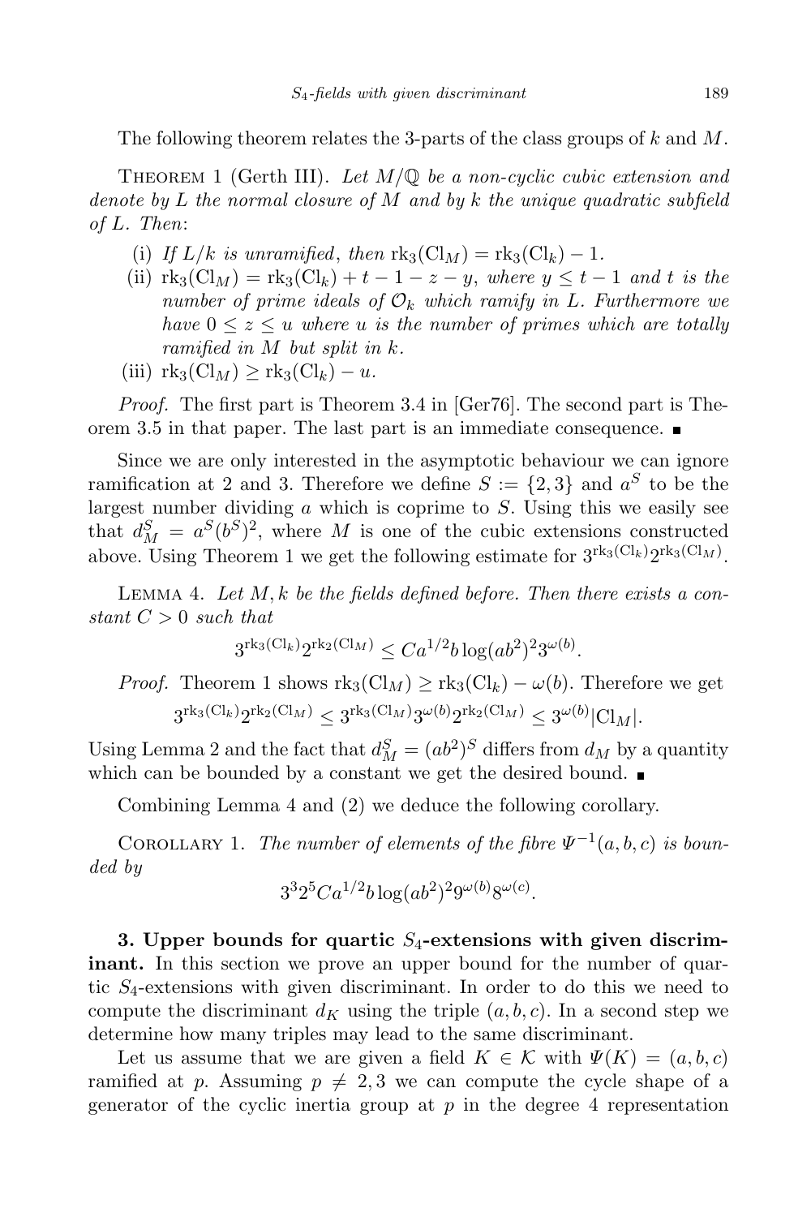The following theorem relates the 3-parts of the class groups of $k$ and $M$.

Theorem 1 (Gerth III). *Let $M/\mathbb{Q}$ be a non-cyclic cubic extension and denote by $L$ the normal closure of $M$ and by $k$ the unique quadratic subfield of $L$. Then*:

(i) *If $L/k$ is unramified, then $\mathrm{rk}_3(\mathrm{Cl}_M) = \mathrm{rk}_3(\mathrm{Cl}_k) - 1$.*

(ii) *$\mathrm{rk}_3(\mathrm{Cl}_M) = \mathrm{rk}_3(\mathrm{Cl}_k) + t - 1 - z - y$, where $y \le t - 1$ and $t$ is the number of prime ideals of $\mathcal{O}_k$ which ramify in $L$. Furthermore we have $0 \le z \le u$ where $u$ is the number of primes which are totally ramified in $M$ but split in $k$.*

(iii) *$\mathrm{rk}_3(\mathrm{Cl}_M) \ge \mathrm{rk}_3(\mathrm{Cl}_k) - u$.*

*Proof.* The first part is Theorem 3.4 in [Ger76]. The second part is Theorem 3.5 in that paper. The last part is an immediate consequence. ∎

Since we are only interested in the asymptotic behaviour we can ignore ramification at 2 and 3. Therefore we define $S := \{2, 3\}$ and $a^S$ to be the largest number dividing $a$ which is coprime to $S$. Using this we easily see that $d_M^S = a^S(b^S)^2$, where $M$ is one of the cubic extensions constructed above. Using Theorem 1 we get the following estimate for $3^{\mathrm{rk}_3(\mathrm{Cl}_k)} 2^{\mathrm{rk}_3(\mathrm{Cl}_M)}$.

Lemma 4. *Let $M, k$ be the fields defined before. Then there exists a constant $C > 0$ such that*

$$3^{\mathrm{rk}_3(\mathrm{Cl}_k)} 2^{\mathrm{rk}_2(\mathrm{Cl}_M)} \le C a^{1/2} b \log(ab^2)^2 3^{\omega(b)}.$$

*Proof.* Theorem 1 shows $\mathrm{rk}_3(\mathrm{Cl}_M) \ge \mathrm{rk}_3(\mathrm{Cl}_k) - \omega(b)$. Therefore we get

$$3^{\mathrm{rk}_3(\mathrm{Cl}_k)} 2^{\mathrm{rk}_2(\mathrm{Cl}_M)} \le 3^{\mathrm{rk}_3(\mathrm{Cl}_M)} 3^{\omega(b)} 2^{\mathrm{rk}_2(\mathrm{Cl}_M)} \le 3^{\omega(b)} |\mathrm{Cl}_M|.$$

Using Lemma 2 and the fact that $d_M^S = (ab^2)^S$ differs from $d_M$ by a quantity which can be bounded by a constant we get the desired bound. ∎

Combining Lemma 4 and (2) we deduce the following corollary.

Corollary 1. *The number of elements of the fibre $\Psi^{-1}(a, b, c)$ is bounded by*

$$3^3 2^5 C a^{1/2} b \log(ab^2)^2 9^{\omega(b)} 8^{\omega(c)}.$$

**3. Upper bounds for quartic $S_4$-extensions with given discriminant.** In this section we prove an upper bound for the number of quartic $S_4$-extensions with given discriminant. In order to do this we need to compute the discriminant $d_K$ using the triple $(a, b, c)$. In a second step we determine how many triples may lead to the same discriminant.

Let us assume that we are given a field $K \in \mathcal{K}$ with $\Psi(K) = (a, b, c)$ ramified at $p$. Assuming $p \ne 2, 3$ we can compute the cycle shape of a generator of the cyclic inertia group at $p$ in the degree 4 representation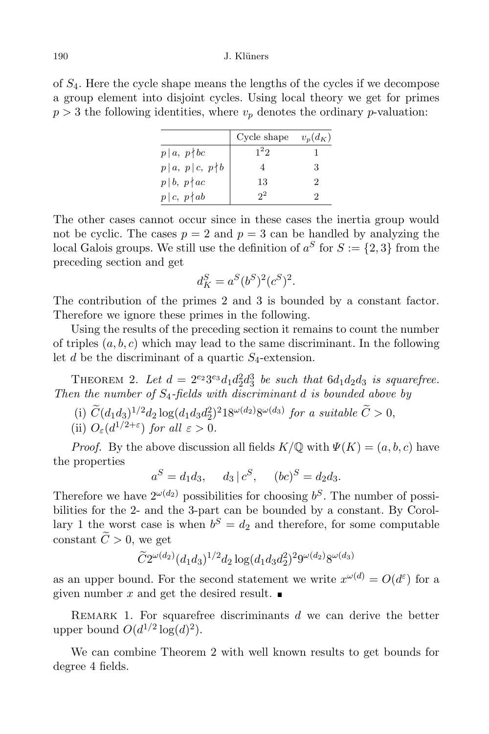of $S_4$. Here the cycle shape means the lengths of the cycles if we decompose a group element into disjoint cycles. Using local theory we get for primes $p > 3$ the following identities, where $v_p$ denotes the ordinary $p$-valuation:

| | Cycle shape | $v_p(d_K)$ |
|---|---|---|
| $p \mid a,\ p \nmid bc$ | $1^2 2$ | 1 |
| $p \mid a,\ p \mid c,\ p \nmid b$ | 4 | 3 |
| $p \mid b,\ p \nmid ac$ | 13 | 2 |
| $p \mid c,\ p \nmid ab$ | $2^2$ | 2 |

The other cases cannot occur since in these cases the inertia group would not be cyclic. The cases $p = 2$ and $p = 3$ can be handled by analyzing the local Galois groups. We still use the definition of $a^S$ for $S := \{2, 3\}$ from the preceding section and get

$$d_K^S = a^S (b^S)^2 (c^S)^2.$$

The contribution of the primes 2 and 3 is bounded by a constant factor. Therefore we ignore these primes in the following.

Using the results of the preceding section it remains to count the number of triples $(a, b, c)$ which may lead to the same discriminant. In the following let $d$ be the discriminant of a quartic $S_4$-extension.

Theorem 2. *Let $d = 2^{e_2} 3^{e_3} d_1 d_2^2 d_3^3$ be such that $6 d_1 d_2 d_3$ is squarefree. Then the number of $S_4$-fields with discriminant $d$ is bounded above by*

(i) $\widetilde{C} (d_1 d_3)^{1/2} d_2 \log(d_1 d_3 d_2^2)^2 18^{\omega(d_2)} 8^{\omega(d_3)}$ *for a suitable* $\widetilde{C} > 0$,
(ii) $O_\varepsilon(d^{1/2+\varepsilon})$ *for all* $\varepsilon > 0$.

*Proof.* By the above discussion all fields $K/\mathbb{Q}$ with $\Psi(K) = (a, b, c)$ have the properties

$$a^S = d_1 d_3, \quad d_3 \mid c^S, \quad (bc)^S = d_2 d_3.$$

Therefore we have $2^{\omega(d_2)}$ possibilities for choosing $b^S$. The number of possibilities for the 2- and the 3-part can be bounded by a constant. By Corollary 1 the worst case is when $b^S = d_2$ and therefore, for some computable constant $\widetilde{C} > 0$, we get

$$\widetilde{C} 2^{\omega(d_2)} (d_1 d_3)^{1/2} d_2 \log(d_1 d_3 d_2^2)^2 9^{\omega(d_2)} 8^{\omega(d_3)}$$

as an upper bound. For the second statement we write $x^{\omega(d)} = O(d^\varepsilon)$ for a given number $x$ and get the desired result. ∎

Remark 1. For squarefree discriminants $d$ we can derive the better upper bound $O(d^{1/2} \log(d)^2)$.

We can combine Theorem 2 with well known results to get bounds for degree 4 fields.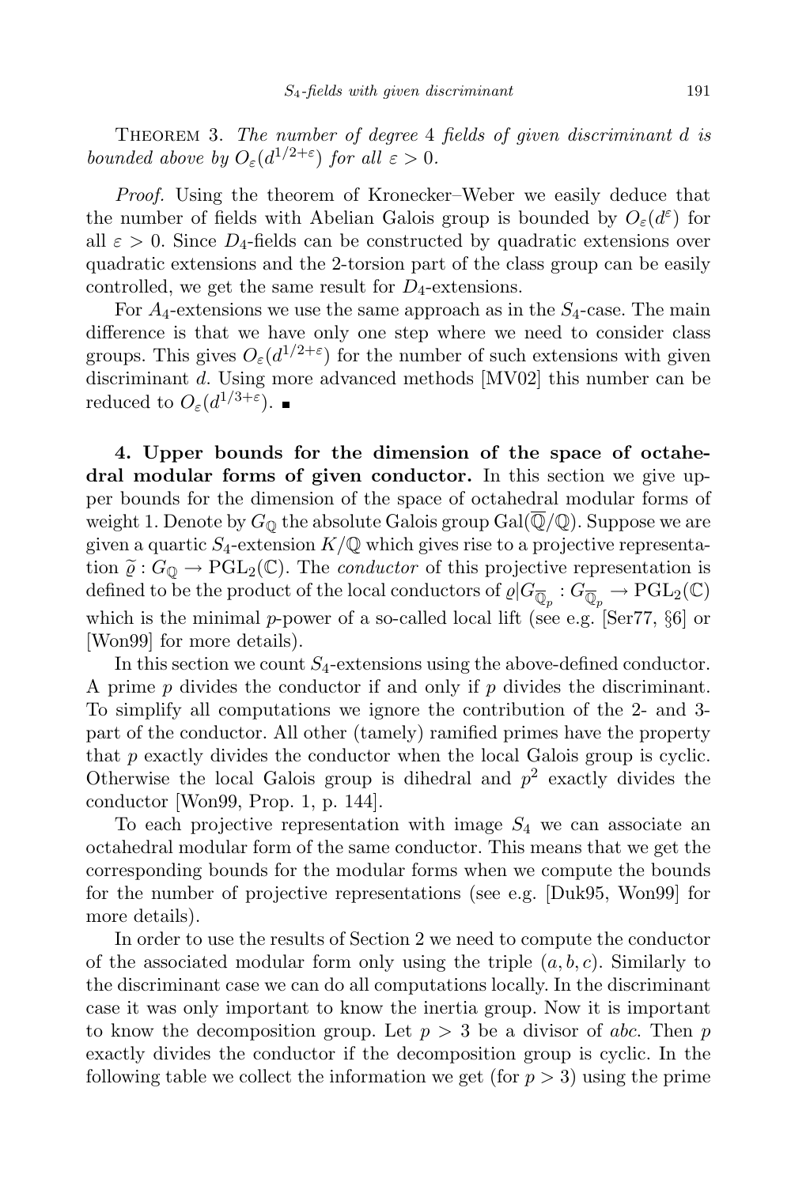Theorem 3. *The number of degree 4 fields of given discriminant $d$ is bounded above by $O_\varepsilon(d^{1/2+\varepsilon})$ for all $\varepsilon > 0$.*

*Proof.* Using the theorem of Kronecker–Weber we easily deduce that the number of fields with Abelian Galois group is bounded by $O_\varepsilon(d^\varepsilon)$ for all $\varepsilon > 0$. Since $D_4$-fields can be constructed by quadratic extensions over quadratic extensions and the 2-torsion part of the class group can be easily controlled, we get the same result for $D_4$-extensions.

For $A_4$-extensions we use the same approach as in the $S_4$-case. The main difference is that we have only one step where we need to consider class groups. This gives $O_\varepsilon(d^{1/2+\varepsilon})$ for the number of such extensions with given discriminant $d$. Using more advanced methods [MV02] this number can be reduced to $O_\varepsilon(d^{1/3+\varepsilon})$. ∎

**4. Upper bounds for the dimension of the space of octahedral modular forms of given conductor.** In this section we give upper bounds for the dimension of the space of octahedral modular forms of weight 1. Denote by $G_\mathbb{Q}$ the absolute Galois group $\mathrm{Gal}(\overline{\mathbb{Q}}/\mathbb{Q})$. Suppose we are given a quartic $S_4$-extension $K/\mathbb{Q}$ which gives rise to a projective representation $\widetilde{\varrho} : G_\mathbb{Q} \to \mathrm{PGL}_2(\mathbb{C})$. The *conductor* of this projective representation is defined to be the product of the local conductors of $\varrho|G_{\overline{\mathbb{Q}}_p} : G_{\overline{\mathbb{Q}}_p} \to \mathrm{PGL}_2(\mathbb{C})$ which is the minimal $p$-power of a so-called local lift (see e.g. [Ser77, §6] or [Won99] for more details).

In this section we count $S_4$-extensions using the above-defined conductor. A prime $p$ divides the conductor if and only if $p$ divides the discriminant. To simplify all computations we ignore the contribution of the 2- and 3-part of the conductor. All other (tamely) ramified primes have the property that $p$ exactly divides the conductor when the local Galois group is cyclic. Otherwise the local Galois group is dihedral and $p^2$ exactly divides the conductor [Won99, Prop. 1, p. 144].

To each projective representation with image $S_4$ we can associate an octahedral modular form of the same conductor. This means that we get the corresponding bounds for the modular forms when we compute the bounds for the number of projective representations (see e.g. [Duk95, Won99] for more details).

In order to use the results of Section 2 we need to compute the conductor of the associated modular form only using the triple $(a, b, c)$. Similarly to the discriminant case we can do all computations locally. In the discriminant case it was only important to know the inertia group. Now it is important to know the decomposition group. Let $p > 3$ be a divisor of $abc$. Then $p$ exactly divides the conductor if the decomposition group is cyclic. In the following table we collect the information we get (for $p > 3$) using the prime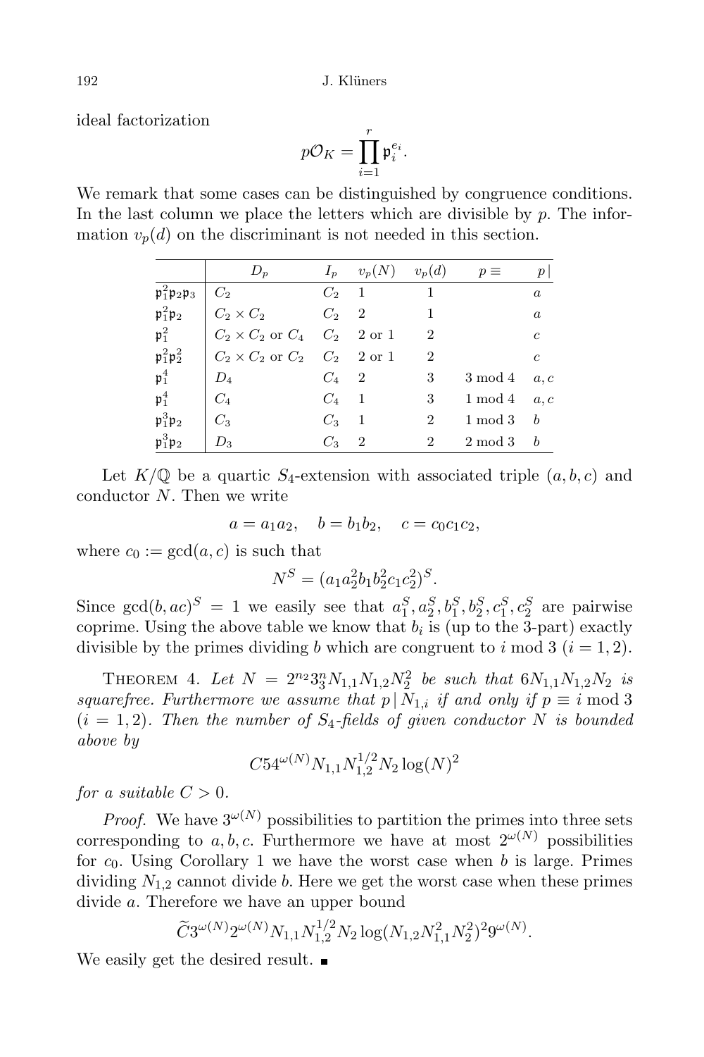ideal factorization

$$p\mathcal{O}_K = \prod_{i=1}^{r} \mathfrak{p}_i^{e_i}.$$

We remark that some cases can be distinguished by congruence conditions. In the last column we place the letters which are divisible by $p$. The information $v_p(d)$ on the discriminant is not needed in this section.

| | $D_p$ | $I_p$ | $v_p(N)$ | $v_p(d)$ | $p \equiv$ | $p\,\vert$ |
|---|---|---|---|---|---|---|
| $\mathfrak{p}_1^2\mathfrak{p}_2\mathfrak{p}_3$ | $C_2$ | $C_2$ | 1 | 1 | | $a$ |
| $\mathfrak{p}_1^2\mathfrak{p}_2$ | $C_2 \times C_2$ | $C_2$ | 2 | 1 | | $a$ |
| $\mathfrak{p}_1^2$ | $C_2 \times C_2$ or $C_4$ | $C_2$ | 2 or 1 | 2 | | $c$ |
| $\mathfrak{p}_1^2\mathfrak{p}_2^2$ | $C_2 \times C_2$ or $C_2$ | $C_2$ | 2 or 1 | 2 | | $c$ |
| $\mathfrak{p}_1^4$ | $D_4$ | $C_4$ | 2 | 3 | 3 mod 4 | $a, c$ |
| $\mathfrak{p}_1^4$ | $C_4$ | $C_4$ | 1 | 3 | 1 mod 4 | $a, c$ |
| $\mathfrak{p}_1^3\mathfrak{p}_2$ | $C_3$ | $C_3$ | 1 | 2 | 1 mod 3 | $b$ |
| $\mathfrak{p}_1^3\mathfrak{p}_2$ | $D_3$ | $C_3$ | 2 | 2 | 2 mod 3 | $b$ |

Let $K/\mathbb{Q}$ be a quartic $S_4$-extension with associated triple $(a, b, c)$ and conductor $N$. Then we write

$$a = a_1 a_2, \quad b = b_1 b_2, \quad c = c_0 c_1 c_2,$$

where $c_0 := \gcd(a, c)$ is such that

$$N^S = (a_1 a_2^2 b_1 b_2^2 c_1 c_2^2)^S.$$

Since $\gcd(b, ac)^S = 1$ we easily see that $a_1^S, a_2^S, b_1^S, b_2^S, c_1^S, c_2^S$ are pairwise coprime. Using the above table we know that $b_i$ is (up to the 3-part) exactly divisible by the primes dividing $b$ which are congruent to $i$ mod 3 ($i = 1, 2$).

THEOREM 4. *Let $N = 2^{n_2} 3_3^n N_{1,1} N_{1,2} N_2^2$ be such that $6N_{1,1}N_{1,2}N_2$ is squarefree. Furthermore we assume that $p \mid N_{1,i}$ if and only if $p \equiv i \bmod 3$ $(i = 1, 2)$. Then the number of $S_4$-fields of given conductor $N$ is bounded above by*

$$C 54^{\omega(N)} N_{1,1} N_{1,2}^{1/2} N_2 \log(N)^2$$

*for a suitable $C > 0$.*

*Proof.* We have $3^{\omega(N)}$ possibilities to partition the primes into three sets corresponding to $a, b, c$. Furthermore we have at most $2^{\omega(N)}$ possibilities for $c_0$. Using Corollary 1 we have the worst case when $b$ is large. Primes dividing $N_{1,2}$ cannot divide $b$. Here we get the worst case when these primes divide $a$. Therefore we have an upper bound

$$\widetilde{C} 3^{\omega(N)} 2^{\omega(N)} N_{1,1} N_{1,2}^{1/2} N_2 \log(N_{1,2} N_{1,1}^2 N_2^2)^2 9^{\omega(N)}.$$

We easily get the desired result. ∎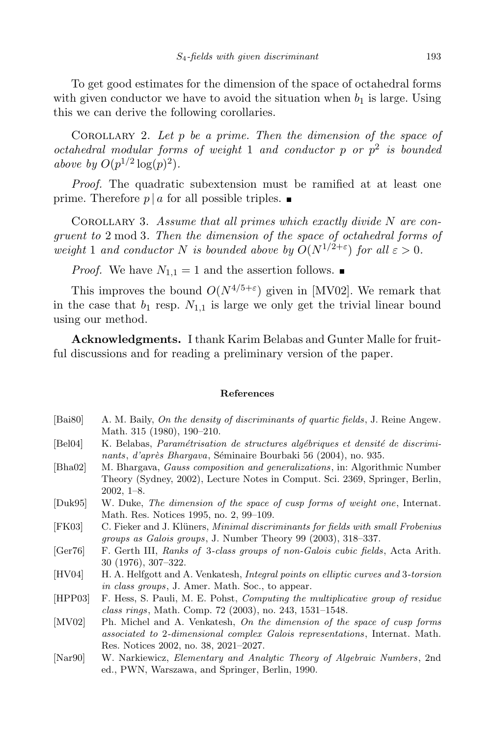To get good estimates for the dimension of the space of octahedral forms with given conductor we have to avoid the situation when $b_1$ is large. Using this we can derive the following corollaries.

Corollary 2. *Let $p$ be a prime. Then the dimension of the space of octahedral modular forms of weight* 1 *and conductor $p$ or $p^2$ is bounded above by $O(p^{1/2}\log(p)^2)$.*

*Proof.* The quadratic subextension must be ramified at at least one prime. Therefore $p \mid a$ for all possible triples. ∎

Corollary 3. *Assume that all primes which exactly divide $N$ are congruent to* $2 \bmod 3$. *Then the dimension of the space of octahedral forms of weight* 1 *and conductor $N$ is bounded above by $O(N^{1/2+\varepsilon})$ for all $\varepsilon > 0$.*

*Proof.* We have $N_{1,1} = 1$ and the assertion follows. ∎

This improves the bound $O(N^{4/5+\varepsilon})$ given in [MV02]. We remark that in the case that $b_1$ resp. $N_{1,1}$ is large we only get the trivial linear bound using our method.

**Acknowledgments.** I thank Karim Belabas and Gunter Malle for fruitful discussions and for reading a preliminary version of the paper.

## References

[Bai80] A. M. Baily, *On the density of discriminants of quartic fields*, J. Reine Angew. Math. 315 (1980), 190–210.

[Bel04] K. Belabas, *Paramétrisation de structures algébriques et densité de discriminants, d'après Bhargava*, Séminaire Bourbaki 56 (2004), no. 935.

[Bha02] M. Bhargava, *Gauss composition and generalizations*, in: Algorithmic Number Theory (Sydney, 2002), Lecture Notes in Comput. Sci. 2369, Springer, Berlin, 2002, 1–8.

[Duk95] W. Duke, *The dimension of the space of cusp forms of weight one*, Internat. Math. Res. Notices 1995, no. 2, 99–109.

[FK03] C. Fieker and J. Klüners, *Minimal discriminants for fields with small Frobenius groups as Galois groups*, J. Number Theory 99 (2003), 318–337.

[Ger76] F. Gerth III, *Ranks of 3-class groups of non-Galois cubic fields*, Acta Arith. 30 (1976), 307–322.

[HV04] H. A. Helfgott and A. Venkatesh, *Integral points on elliptic curves and 3-torsion in class groups*, J. Amer. Math. Soc., to appear.

[HPP03] F. Hess, S. Pauli, M. E. Pohst, *Computing the multiplicative group of residue class rings*, Math. Comp. 72 (2003), no. 243, 1531–1548.

[MV02] Ph. Michel and A. Venkatesh, *On the dimension of the space of cusp forms associated to 2-dimensional complex Galois representations*, Internat. Math. Res. Notices 2002, no. 38, 2021–2027.

[Nar90] W. Narkiewicz, *Elementary and Analytic Theory of Algebraic Numbers*, 2nd ed., PWN, Warszawa, and Springer, Berlin, 1990.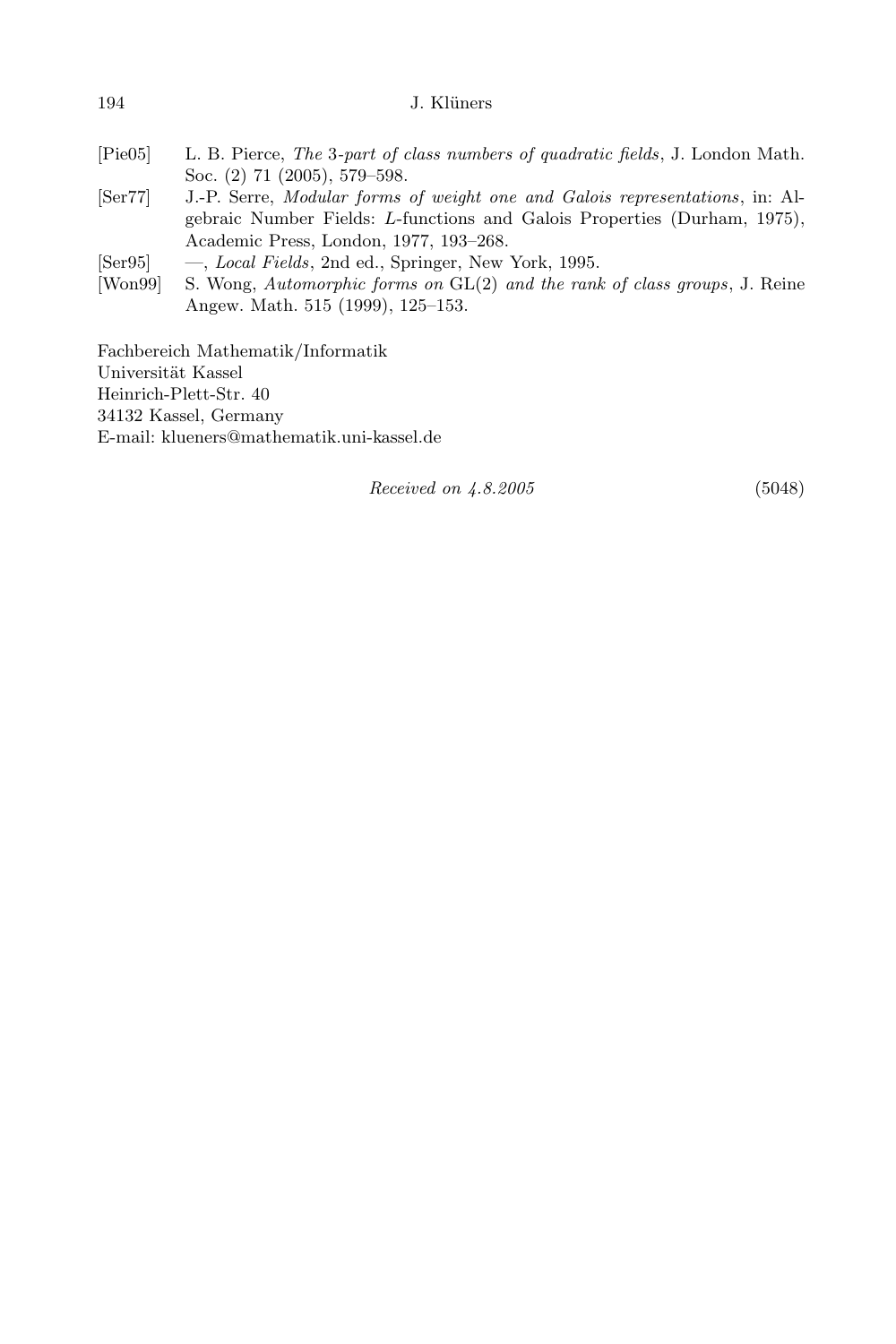[Pie05] L. B. Pierce, *The* 3*-part of class numbers of quadratic fields*, J. London Math. Soc. (2) 71 (2005), 579–598.

[Ser77] J.-P. Serre, *Modular forms of weight one and Galois representations*, in: Algebraic Number Fields: *L*-functions and Galois Properties (Durham, 1975), Academic Press, London, 1977, 193–268.

[Ser95] —, *Local Fields*, 2nd ed., Springer, New York, 1995.

[Won99] S. Wong, *Automorphic forms on* GL(2) *and the rank of class groups*, J. Reine Angew. Math. 515 (1999), 125–153.

Fachbereich Mathematik/Informatik
Universität Kassel
Heinrich-Plett-Str. 40
34132 Kassel, Germany
E-mail: klueners@mathematik.uni-kassel.de

*Received on 4.8.2005* (5048)